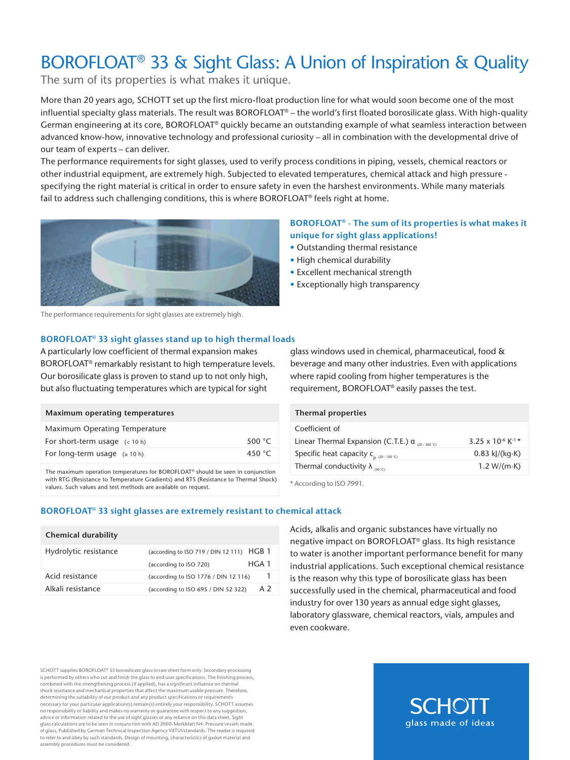# BOROFLOAT® 33 & Sight Glass: A Union of Inspiration & Quality

The sum of its properties is what makes it unique.

More than 20 years ago, SCHOTT set up the first micro-float production line for what would soon become one of the most influential specialty glass materials. The result was BOROFLOAT® – the world's first floated borosilicate glass. With high-quality German engineering at its core, BOROFLOAT® quickly became an outstanding example of what seamless interaction between advanced know-how, innovative technology and professional curiosity – all in combination with the developmental drive of our team of experts – can deliver.

The performance requirements for sight glasses, used to verify process conditions in piping, vessels, chemical reactors or other industrial equipment, are extremely high. Subjected to elevated temperatures, chemical attack and high pressure - specifying the right material is critical in order to ensure safety in even the harshest environments. While many materials fail to address such challenging conditions, this is where BOROFLOAT® feels right at home.

The performance requirements for sight glasses are extremely high.

### BOROFLOAT® - The sum of its properties is what makes it unique for sight glass applications!

- Outstanding thermal resistance
- High chemical durability
- Excellent mechanical strength
- Exceptionally high transparency

### BOROFLOAT® 33 sight glasses stand up to high thermal loads

A particularly low coefficient of thermal expansion makes BOROFLOAT® remarkably resistant to high temperature levels. Our borosilicate glass is proven to stand up to not only high, but also fluctuating temperatures which are typical for sight glass windows used in chemical, pharmaceutical, food & beverage and many other industries. Even with applications where rapid cooling from higher temperatures is the requirement, BOROFLOAT® easily passes the test.

| Maximum operating temperatures | |
|---|---|
| Maximum Operating Temperature | |
| For short-term usage (< 10 h) | 500 °C |
| For long-term usage (≥ 10 h) | 450 °C |

The maximum operation temperatures for BOROFLOAT® should be seen in conjunction with RTG (Resistance to Temperature Gradients) and RTS (Resistance to Thermal Shock) values. Such values and test methods are available on request.

| Thermal properties | |
|---|---|
| Coefficient of | |
| Linear Thermal Expansion (C.T.E.) $\alpha_{(20-300\,°C)}$ | $3.25 \times 10^{-6}\ K^{-1}$ * |
| Specific heat capacity $c_{p\,(20-100\,°C)}$ | 0.83 kJ/(kg·K) |
| Thermal conductivity $\lambda_{(90\,°C)}$ | 1.2 W/(m·K) |

\* According to ISO 7991.

### BOROFLOAT® 33 sight glasses are extremely resistant to chemical attack

| Chemical durability | | |
|---|---|---|
| Hydrolytic resistance | (according to ISO 719 / DIN 12 111) | HGB 1 |
| | (according to ISO 720) | HGA 1 |
| Acid resistance | (according to ISO 1776 / DIN 12 116) | 1 |
| Alkali resistance | (according to ISO 695 / DIN 52 322) | A 2 |

Acids, alkalis and organic substances have virtually no negative impact on BOROFLOAT® glass. Its high resistance to water is another important performance benefit for many industrial applications. Such exceptional chemical resistance is the reason why this type of borosilicate glass has been successfully used in the chemical, pharmaceutical and food industry for over 130 years as annual edge sight glasses, laboratory glassware, chemical reactors, vials, ampules and even cookware.

SCHOTT supplies BOROFLOAT® 33 borosilicate glass in raw sheet form only. Secondary processing is performed by others who cut and finish the glass to end user specifications. The finishing process, combined with the strengthening process (if applied), has a significant influence on thermal shock resistance and mechanical properties that affect the maximum usable pressure. Therefore, determining the suitability of our product and any product specifications or requirements necessary for your particular application(s) remain(s) entirely your responsibility. SCHOTT assumes no responsibility or liability and makes no warranty or guarantee with respect to any suggestion, advice or information related to the use of sight glasses or any reliance on this data sheet. Sight glass calculations are to be seen in conjunction with AD 2000-Merkblatt N4: Pressure vessels made of glass, Published by German Technical Inspection Agency VdTUVstandards. The reader is required to refer to and obey by such standards. Design of mounting, characteristics of gasket material and assembly procedures must be considered.

SCHOTT
glass made of ideas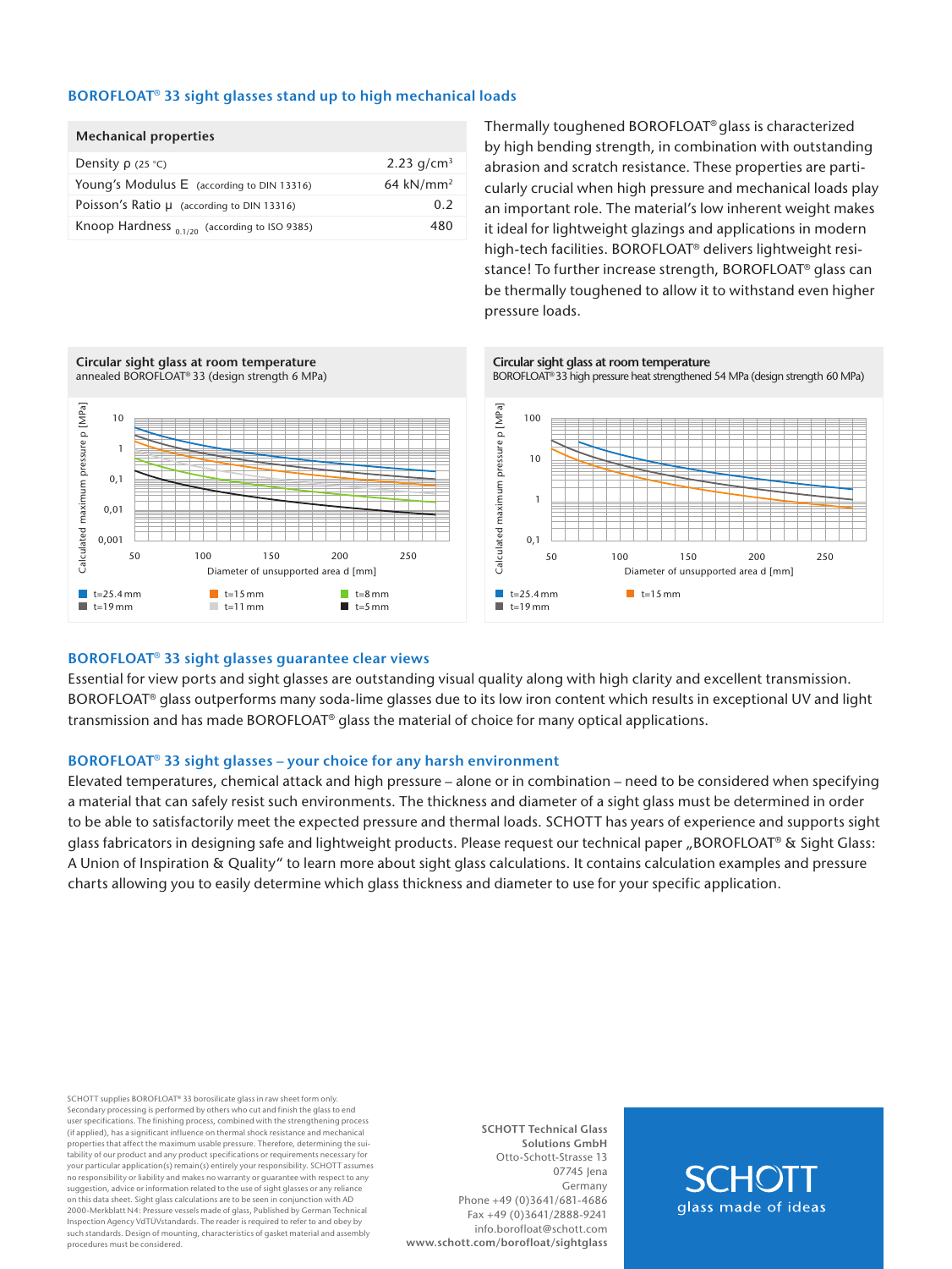## BOROFLOAT® 33 sight glasses stand up to high mechanical loads

| Mechanical properties | |
|---|---|
| Density ρ (25 °C) | 2.23 g/cm³ |
| Young's Modulus E (according to DIN 13316) | 64 kN/mm² |
| Poisson's Ratio μ (according to DIN 13316) | 0.2 |
| Knoop Hardness $_{0.1/20}$ (according to ISO 9385) | 480 |

Thermally toughened BOROFLOAT® glass is characterized by high bending strength, in combination with outstanding abrasion and scratch resistance. These properties are particularly crucial when high pressure and mechanical loads play an important role. The material's low inherent weight makes it ideal for lightweight glazings and applications in modern high-tech facilities. BOROFLOAT® delivers lightweight resistance! To further increase strength, BOROFLOAT® glass can be thermally toughened to allow it to withstand even higher pressure loads.

**Circular sight glass at room temperature**
annealed BOROFLOAT® 33 (design strength 6 MPa)

Calculated maximum pressure p [MPa]
10
1
0,1
0,01
0,001
50 100 150 200 250
Diameter of unsupported area d [mm]
t=25.4 mm t=15 mm t=8 mm
t=19 mm t=11 mm t=5 mm

**Circular sight glass at room temperature**
BOROFLOAT® 33 high pressure heat strengthened 54 MPa (design strength 60 MPa)

Calculated maximum pressure p [MPa]
100
10
1
0,1
50 100 150 200 250
Diameter of unsupported area d [mm]
t=25.4 mm t=15 mm
t=19 mm

## BOROFLOAT® 33 sight glasses guarantee clear views

Essential for view ports and sight glasses are outstanding visual quality along with high clarity and excellent transmission. BOROFLOAT® glass outperforms many soda-lime glasses due to its low iron content which results in exceptional UV and light transmission and has made BOROFLOAT® glass the material of choice for many optical applications.

## BOROFLOAT® 33 sight glasses – your choice for any harsh environment

Elevated temperatures, chemical attack and high pressure – alone or in combination – need to be considered when specifying a material that can safely resist such environments. The thickness and diameter of a sight glass must be determined in order to be able to satisfactorily meet the expected pressure and thermal loads. SCHOTT has years of experience and supports sight glass fabricators in designing safe and lightweight products. Please request our technical paper „BOROFLOAT® & Sight Glass: A Union of Inspiration & Quality" to learn more about sight glass calculations. It contains calculation examples and pressure charts allowing you to easily determine which glass thickness and diameter to use for your specific application.

SCHOTT supplies BOROFLOAT® 33 borosilicate glass in raw sheet form only. Secondary processing is performed by others who cut and finish the glass to end user specifications. The finishing process, combined with the strengthening process (if applied), has a significant influence on thermal shock resistance and mechanical properties that affect the maximum usable pressure. Therefore, determining the suitability of our product and any product specifications or requirements necessary for your particular application(s) remain(s) entirely your responsibility. SCHOTT assumes no responsibility or liability and makes no warranty or guarantee with respect to any suggestion, advice or information related to the use of sight glasses or any reliance on this data sheet. Sight glass calculations are to be seen in conjunction with AD 2000-Merkblatt N4: Pressure vessels made of glass, Published by German Technical Inspection Agency VdTÜVstandards. The reader is required to refer to and obey by such standards. Design of mounting, characteristics of gasket material and assembly procedures must be considered.

**SCHOTT Technical Glass Solutions GmbH**
Otto-Schott-Strasse 13
07745 Jena
Germany
Phone +49 (0)3641/681-4686
Fax +49 (0)3641/2888-9241
info.borofloat@schott.com
**www.schott.com/borofloat/sightglass**

SCHOTT
glass made of ideas